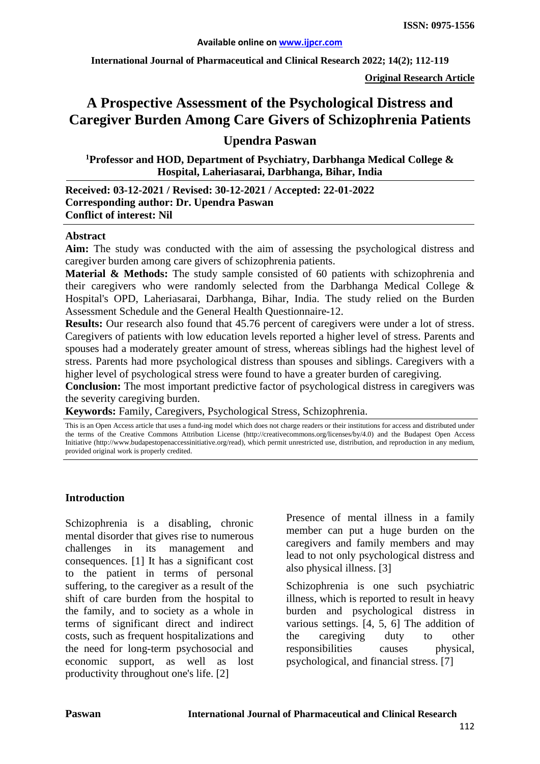**Original Research Article**

# A Prospective Assessment of the Psychological Distress and Caregiver Burden Among Care Givers of Schizophrenia Patients

## Upendra Paswan

[1]Professor and HOD, Department of Psychiatry, Darbhanga Medical College & Hospital, Laheriasarai, Darbhanga, Bihar, India

**Received: 03-12-2021 / Revised: 30-12-2021 / Accepted: 22-01-2022**
**Corresponding author: Dr. Upendra Paswan**
**Conflict of interest: Nil**

### Abstract

**Aim:** The study was conducted with the aim of assessing the psychological distress and caregiver burden among care givers of schizophrenia patients.

**Material & Methods:** The study sample consisted of 60 patients with schizophrenia and their caregivers who were randomly selected from the Darbhanga Medical College & Hospital's OPD, Laheriasarai, Darbhanga, Bihar, India. The study relied on the Burden Assessment Schedule and the General Health Questionnaire-12.

**Results:** Our research also found that 45.76 percent of caregivers were under a lot of stress. Caregivers of patients with low education levels reported a higher level of stress. Parents and spouses had a moderately greater amount of stress, whereas siblings had the highest level of stress. Parents had more psychological distress than spouses and siblings. Caregivers with a higher level of psychological stress were found to have a greater burden of caregiving.

**Conclusion:** The most important predictive factor of psychological distress in caregivers was the severity caregiving burden.

**Keywords:** Family, Caregivers, Psychological Stress, Schizophrenia.

This is an Open Access article that uses a fund-ing model which does not charge readers or their institutions for access and distributed under the terms of the Creative Commons Attribution License (http://creativecommons.org/licenses/by/4.0) and the Budapest Open Access Initiative (http://www.budapestopenaccessinitiative.org/read), which permit unrestricted use, distribution, and reproduction in any medium, provided original work is properly credited.

### Introduction

Schizophrenia is a disabling, chronic mental disorder that gives rise to numerous challenges in its management and consequences. [1] It has a significant cost to the patient in terms of personal suffering, to the caregiver as a result of the shift of care burden from the hospital to the family, and to society as a whole in terms of significant direct and indirect costs, such as frequent hospitalizations and the need for long-term psychosocial and economic support, as well as lost productivity throughout one's life. [2]

Presence of mental illness in a family member can put a huge burden on the caregivers and family members and may lead to not only psychological distress and also physical illness. [3]

Schizophrenia is one such psychiatric illness, which is reported to result in heavy burden and psychological distress in various settings. [4, 5, 6] The addition of the caregiving duty to other responsibilities causes physical, psychological, and financial stress. [7]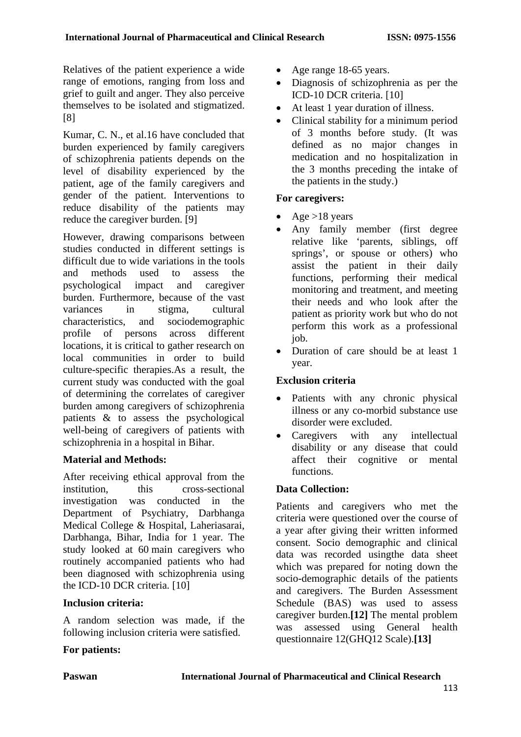Relatives of the patient experience a wide range of emotions, ranging from loss and grief to guilt and anger. They also perceive themselves to be isolated and stigmatized. [8]

Kumar, C. N., et al.16 have concluded that burden experienced by family caregivers of schizophrenia patients depends on the level of disability experienced by the patient, age of the family caregivers and gender of the patient. Interventions to reduce disability of the patients may reduce the caregiver burden. [9]

However, drawing comparisons between studies conducted in different settings is difficult due to wide variations in the tools and methods used to assess the psychological impact and caregiver burden. Furthermore, because of the vast variances in stigma, cultural characteristics, and sociodemographic profile of persons across different locations, it is critical to gather research on local communities in order to build culture-specific therapies.As a result, the current study was conducted with the goal of determining the correlates of caregiver burden among caregivers of schizophrenia patients & to assess the psychological well-being of caregivers of patients with schizophrenia in a hospital in Bihar.

**Material and Methods:**

After receiving ethical approval from the institution, this cross-sectional investigation was conducted in the Department of Psychiatry, Darbhanga Medical College & Hospital, Laheriasarai, Darbhanga, Bihar, India for 1 year. The study looked at 60 main caregivers who routinely accompanied patients who had been diagnosed with schizophrenia using the ICD-10 DCR criteria. [10]

**Inclusion criteria:**

A random selection was made, if the following inclusion criteria were satisfied.

**For patients:**

- Age range 18-65 years.
- Diagnosis of schizophrenia as per the ICD-10 DCR criteria. [10]
- At least 1 year duration of illness.
- Clinical stability for a minimum period of 3 months before study. (It was defined as no major changes in medication and no hospitalization in the 3 months preceding the intake of the patients in the study.)

**For caregivers:**

- Age >18 years
- Any family member (first degree relative like 'parents, siblings, off springs', or spouse or others) who assist the patient in their daily functions, performing their medical monitoring and treatment, and meeting their needs and who look after the patient as priority work but who do not perform this work as a professional job.
- Duration of care should be at least 1 year.

**Exclusion criteria**

- Patients with any chronic physical illness or any co-morbid substance use disorder were excluded.
- Caregivers with any intellectual disability or any disease that could affect their cognitive or mental functions.

**Data Collection:**

Patients and caregivers who met the criteria were questioned over the course of a year after giving their written informed consent. Socio demographic and clinical data was recorded usingthe data sheet which was prepared for noting down the socio-demographic details of the patients and caregivers. The Burden Assessment Schedule (BAS) was used to assess caregiver burden.**[12]** The mental problem was assessed using General health questionnaire 12(GHQ12 Scale).**[13]**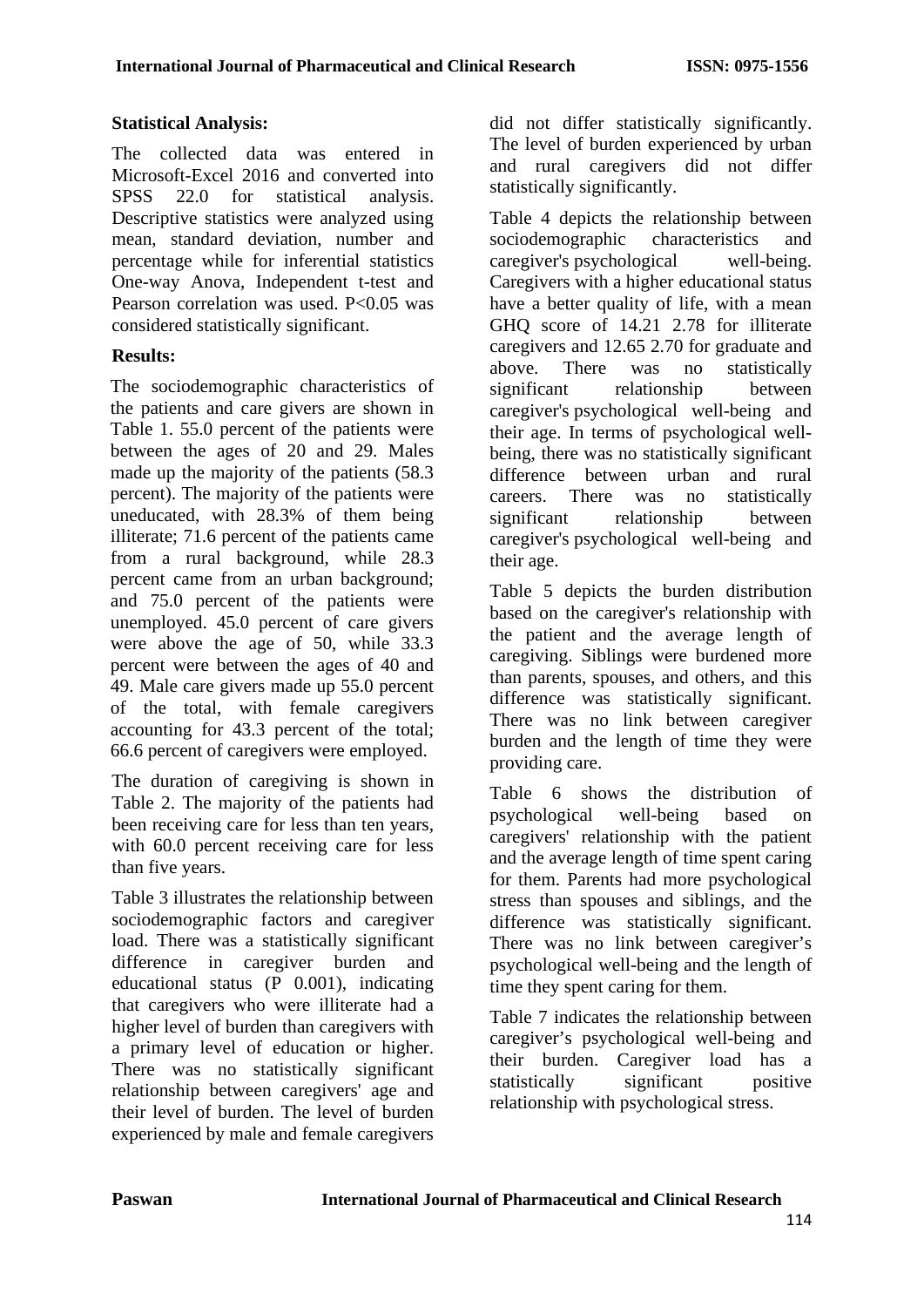**Statistical Analysis:**

The collected data was entered in Microsoft-Excel 2016 and converted into SPSS 22.0 for statistical analysis. Descriptive statistics were analyzed using mean, standard deviation, number and percentage while for inferential statistics One-way Anova, Independent t-test and Pearson correlation was used. P<0.05 was considered statistically significant.

**Results:**

The sociodemographic characteristics of the patients and care givers are shown in Table 1. 55.0 percent of the patients were between the ages of 20 and 29. Males made up the majority of the patients (58.3 percent). The majority of the patients were uneducated, with 28.3% of them being illiterate; 71.6 percent of the patients came from a rural background, while 28.3 percent came from an urban background; and 75.0 percent of the patients were unemployed. 45.0 percent of care givers were above the age of 50, while 33.3 percent were between the ages of 40 and 49. Male care givers made up 55.0 percent of the total, with female caregivers accounting for 43.3 percent of the total; 66.6 percent of caregivers were employed.

The duration of caregiving is shown in Table 2. The majority of the patients had been receiving care for less than ten years, with 60.0 percent receiving care for less than five years.

Table 3 illustrates the relationship between sociodemographic factors and caregiver load. There was a statistically significant difference in caregiver burden and educational status (P 0.001), indicating that caregivers who were illiterate had a higher level of burden than caregivers with a primary level of education or higher. There was no statistically significant relationship between caregivers' age and their level of burden. The level of burden experienced by male and female caregivers did not differ statistically significantly. The level of burden experienced by urban and rural caregivers did not differ statistically significantly.

Table 4 depicts the relationship between sociodemographic characteristics and caregiver's psychological well-being. Caregivers with a higher educational status have a better quality of life, with a mean GHQ score of 14.21 2.78 for illiterate caregivers and 12.65 2.70 for graduate and above. There was no statistically significant relationship between caregiver's psychological well-being and their age. In terms of psychological well-being, there was no statistically significant difference between urban and rural careers. There was no statistically significant relationship between caregiver's psychological well-being and their age.

Table 5 depicts the burden distribution based on the caregiver's relationship with the patient and the average length of caregiving. Siblings were burdened more than parents, spouses, and others, and this difference was statistically significant. There was no link between caregiver burden and the length of time they were providing care.

Table 6 shows the distribution of psychological well-being based on caregivers' relationship with the patient and the average length of time spent caring for them. Parents had more psychological stress than spouses and siblings, and the difference was statistically significant. There was no link between caregiver’s psychological well-being and the length of time they spent caring for them.

Table 7 indicates the relationship between caregiver’s psychological well-being and their burden. Caregiver load has a statistically significant positive relationship with psychological stress.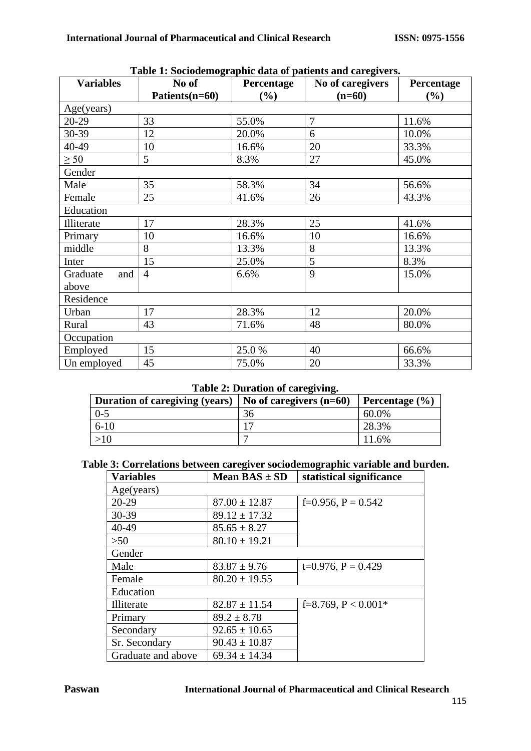**Table 1: Sociodemographic data of patients and caregivers.**

| Variables | No of Patients(n=60) | Percentage (%) | No of caregivers (n=60) | Percentage (%) |
|---|---|---|---|---|
| Age(years) | | | | |
| 20-29 | 33 | 55.0% | 7 | 11.6% |
| 30-39 | 12 | 20.0% | 6 | 10.0% |
| 40-49 | 10 | 16.6% | 20 | 33.3% |
| ≥ 50 | 5 | 8.3% | 27 | 45.0% |
| Gender | | | | |
| Male | 35 | 58.3% | 34 | 56.6% |
| Female | 25 | 41.6% | 26 | 43.3% |
| Education | | | | |
| Illiterate | 17 | 28.3% | 25 | 41.6% |
| Primary | 10 | 16.6% | 10 | 16.6% |
| middle | 8 | 13.3% | 8 | 13.3% |
| Inter | 15 | 25.0% | 5 | 8.3% |
| Graduate and above | 4 | 6.6% | 9 | 15.0% |
| Residence | | | | |
| Urban | 17 | 28.3% | 12 | 20.0% |
| Rural | 43 | 71.6% | 48 | 80.0% |
| Occupation | | | | |
| Employed | 15 | 25.0 % | 40 | 66.6% |
| Un employed | 45 | 75.0% | 20 | 33.3% |

**Table 2: Duration of caregiving.**

| Duration of caregiving (years) | No of caregivers (n=60) | Percentage (%) |
|---|---|---|
| 0-5 | 36 | 60.0% |
| 6-10 | 17 | 28.3% |
| >10 | 7 | 11.6% |

**Table 3: Correlations between caregiver sociodemographic variable and burden.**

| Variables | Mean BAS ± SD | statistical significance |
|---|---|---|
| Age(years) | | |
| 20-29 | 87.00 ± 12.87 | f=0.956, P = 0.542 |
| 30-39 | 89.12 ± 17.32 | |
| 40-49 | 85.65 ± 8.27 | |
| >50 | 80.10 ± 19.21 | |
| Gender | | |
| Male | 83.87 ± 9.76 | t=0.976, P = 0.429 |
| Female | 80.20 ± 19.55 | |
| Education | | |
| Illiterate | 82.87 ± 11.54 | f=8.769, P < 0.001* |
| Primary | 89.2 ± 8.78 | |
| Secondary | 92.65 ± 10.65 | |
| Sr. Secondary | 90.43 ± 10.87 | |
| Graduate and above | 69.34 ± 14.34 | |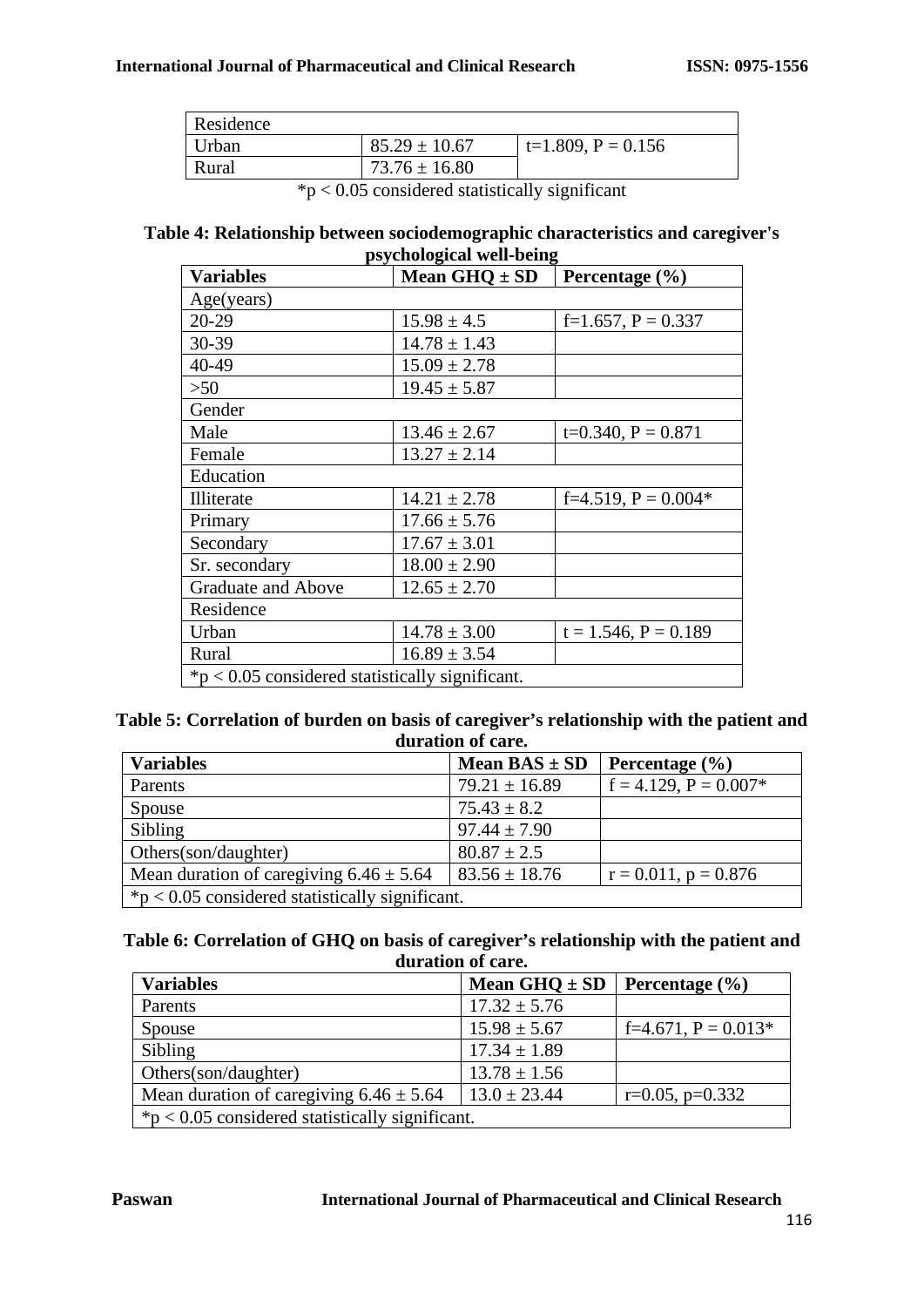| Residence | | |
|---|---|---|
| Urban | 85.29 ± 10.67 | t=1.809, P = 0.156 |
| Rural | 73.76 ± 16.80 | |

*p < 0.05 considered statistically significant

**Table 4: Relationship between sociodemographic characteristics and caregiver's psychological well-being**

| Variables | Mean GHQ ± SD | Percentage (%) |
|---|---|---|
| Age(years) | | |
| 20-29 | 15.98 ± 4.5 | f=1.657, P = 0.337 |
| 30-39 | 14.78 ± 1.43 | |
| 40-49 | 15.09 ± 2.78 | |
| >50 | 19.45 ± 5.87 | |
| Gender | | |
| Male | 13.46 ± 2.67 | t=0.340, P = 0.871 |
| Female | 13.27 ± 2.14 | |
| Education | | |
| Illiterate | 14.21 ± 2.78 | f=4.519, P = 0.004* |
| Primary | 17.66 ± 5.76 | |
| Secondary | 17.67 ± 3.01 | |
| Sr. secondary | 18.00 ± 2.90 | |
| Graduate and Above | 12.65 ± 2.70 | |
| Residence | | |
| Urban | 14.78 ± 3.00 | t = 1.546, P = 0.189 |
| Rural | 16.89 ± 3.54 | |
| *p < 0.05 considered statistically significant. | | |

**Table 5: Correlation of burden on basis of caregiver's relationship with the patient and duration of care.**

| Variables | Mean BAS ± SD | Percentage (%) |
|---|---|---|
| Parents | 79.21 ± 16.89 | f = 4.129, P = 0.007* |
| Spouse | 75.43 ± 8.2 | |
| Sibling | 97.44 ± 7.90 | |
| Others(son/daughter) | 80.87 ± 2.5 | |
| Mean duration of caregiving 6.46 ± 5.64 | 83.56 ± 18.76 | r = 0.011, p = 0.876 |
| *p < 0.05 considered statistically significant. | | |

**Table 6: Correlation of GHQ on basis of caregiver's relationship with the patient and duration of care.**

| Variables | Mean GHQ ± SD | Percentage (%) |
|---|---|---|
| Parents | 17.32 ± 5.76 | |
| Spouse | 15.98 ± 5.67 | f=4.671, P = 0.013* |
| Sibling | 17.34 ± 1.89 | |
| Others(son/daughter) | 13.78 ± 1.56 | |
| Mean duration of caregiving 6.46 ± 5.64 | 13.0 ± 23.44 | r=0.05, p=0.332 |
| *p < 0.05 considered statistically significant. | | |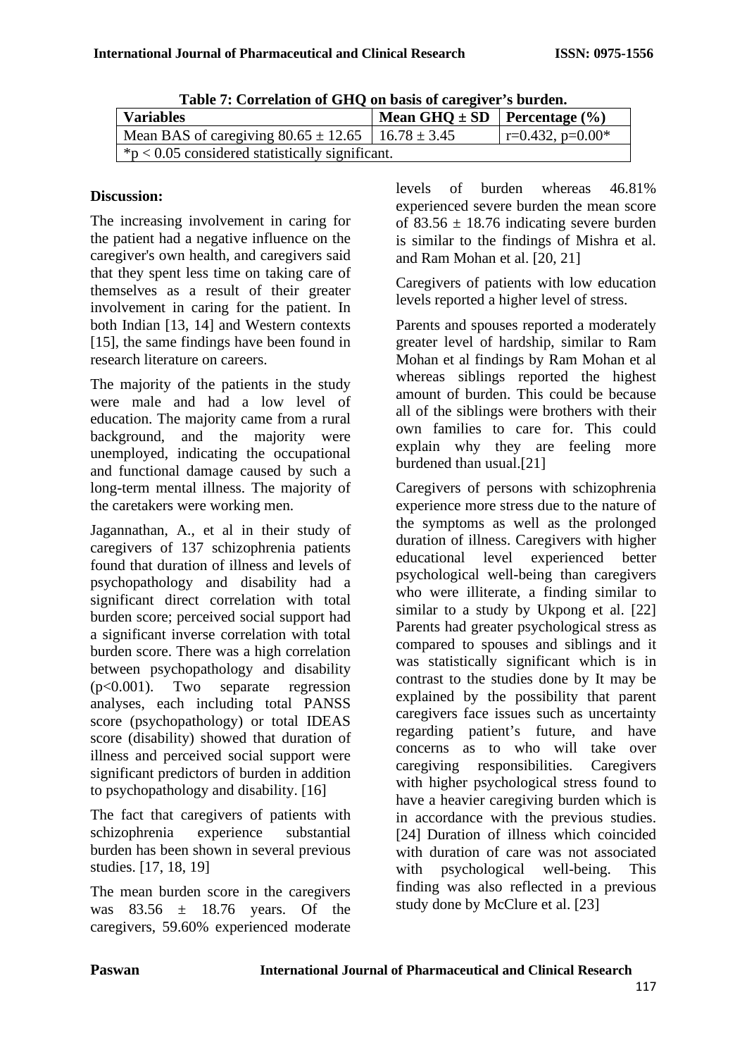**Table 7: Correlation of GHQ on basis of caregiver's burden.**

| Variables | Mean GHQ ± SD | Percentage (%) |
|---|---|---|
| Mean BAS of caregiving 80.65 ± 12.65 | 16.78 ± 3.45 | r=0.432, p=0.00* |
| *p < 0.05 considered statistically significant. | | |

## Discussion:

The increasing involvement in caring for the patient had a negative influence on the caregiver's own health, and caregivers said that they spent less time on taking care of themselves as a result of their greater involvement in caring for the patient. In both Indian [13, 14] and Western contexts [15], the same findings have been found in research literature on careers.

The majority of the patients in the study were male and had a low level of education. The majority came from a rural background, and the majority were unemployed, indicating the occupational and functional damage caused by such a long-term mental illness. The majority of the caretakers were working men.

Jagannathan, A., et al in their study of caregivers of 137 schizophrenia patients found that duration of illness and levels of psychopathology and disability had a significant direct correlation with total burden score; perceived social support had a significant inverse correlation with total burden score. There was a high correlation between psychopathology and disability (p<0.001). Two separate regression analyses, each including total PANSS score (psychopathology) or total IDEAS score (disability) showed that duration of illness and perceived social support were significant predictors of burden in addition to psychopathology and disability. [16]

The fact that caregivers of patients with schizophrenia experience substantial burden has been shown in several previous studies. [17, 18, 19]

The mean burden score in the caregivers was 83.56 ± 18.76 years. Of the caregivers, 59.60% experienced moderate levels of burden whereas 46.81% experienced severe burden the mean score of 83.56 ± 18.76 indicating severe burden is similar to the findings of Mishra et al. and Ram Mohan et al. [20, 21]

Caregivers of patients with low education levels reported a higher level of stress.

Parents and spouses reported a moderately greater level of hardship, similar to Ram Mohan et al findings by Ram Mohan et al whereas siblings reported the highest amount of burden. This could be because all of the siblings were brothers with their own families to care for. This could explain why they are feeling more burdened than usual.[21]

Caregivers of persons with schizophrenia experience more stress due to the nature of the symptoms as well as the prolonged duration of illness. Caregivers with higher educational level experienced better psychological well-being than caregivers who were illiterate, a finding similar to similar to a study by Ukpong et al. [22] Parents had greater psychological stress as compared to spouses and siblings and it was statistically significant which is in contrast to the studies done by It may be explained by the possibility that parent caregivers face issues such as uncertainty regarding patient's future, and have concerns as to who will take over caregiving responsibilities. Caregivers with higher psychological stress found to have a heavier caregiving burden which is in accordance with the previous studies. [24] Duration of illness which coincided with duration of care was not associated with psychological well-being. This finding was also reflected in a previous study done by McClure et al. [23]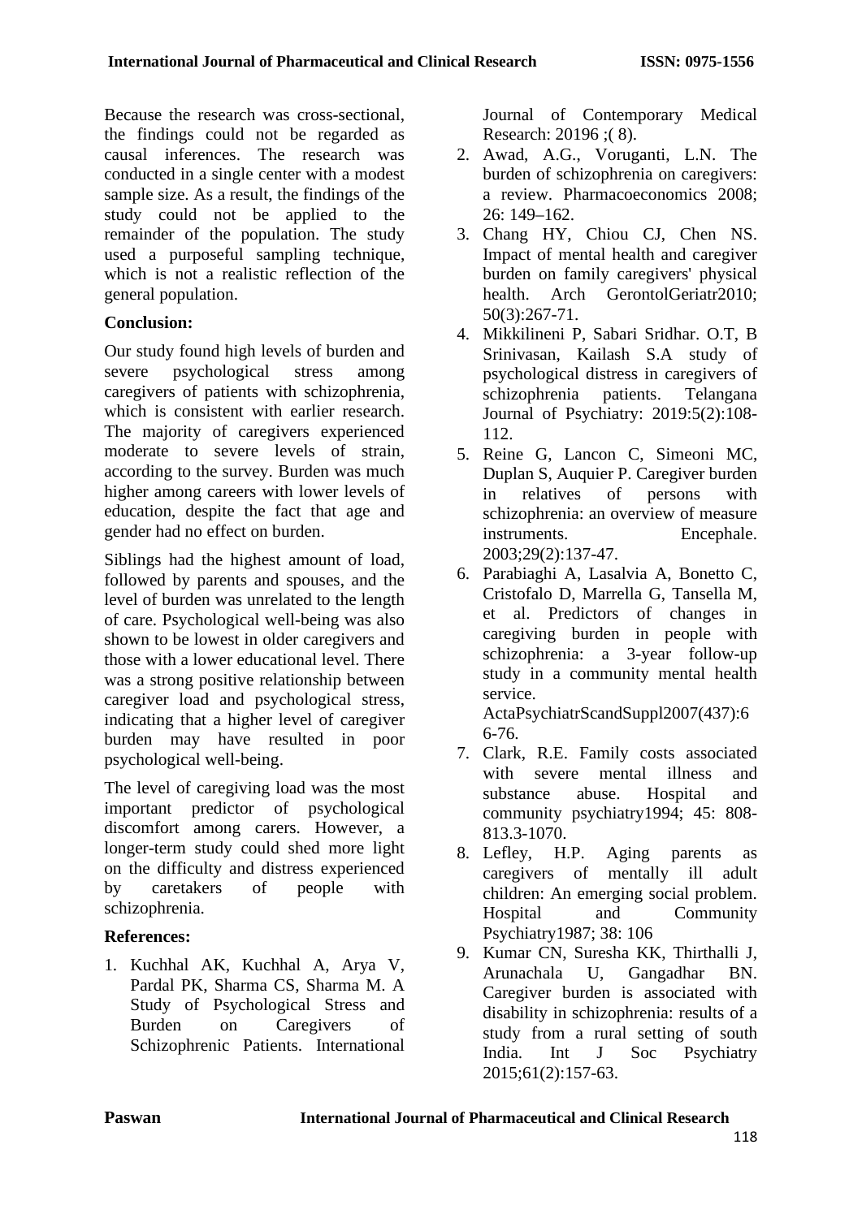Because the research was cross-sectional, the findings could not be regarded as causal inferences. The research was conducted in a single center with a modest sample size. As a result, the findings of the study could not be applied to the remainder of the population. The study used a purposeful sampling technique, which is not a realistic reflection of the general population.

## Conclusion:

Our study found high levels of burden and severe psychological stress among caregivers of patients with schizophrenia, which is consistent with earlier research. The majority of caregivers experienced moderate to severe levels of strain, according to the survey. Burden was much higher among careers with lower levels of education, despite the fact that age and gender had no effect on burden.

Siblings had the highest amount of load, followed by parents and spouses, and the level of burden was unrelated to the length of care. Psychological well-being was also shown to be lowest in older caregivers and those with a lower educational level. There was a strong positive relationship between caregiver load and psychological stress, indicating that a higher level of caregiver burden may have resulted in poor psychological well-being.

The level of caregiving load was the most important predictor of psychological discomfort among carers. However, a longer-term study could shed more light on the difficulty and distress experienced by caretakers of people with schizophrenia.

## References:

1. Kuchhal AK, Kuchhal A, Arya V, Pardal PK, Sharma CS, Sharma M. A Study of Psychological Stress and Burden on Caregivers of Schizophrenic Patients. International Journal of Contemporary Medical Research: 20196 ;( 8).
2. Awad, A.G., Voruganti, L.N. The burden of schizophrenia on caregivers: a review. Pharmacoeconomics 2008; 26: 149–162.
3. Chang HY, Chiou CJ, Chen NS. Impact of mental health and caregiver burden on family caregivers' physical health. Arch GerontolGeriatr2010; 50(3):267-71.
4. Mikkilineni P, Sabari Sridhar. O.T, B Srinivasan, Kailash S.A study of psychological distress in caregivers of schizophrenia patients. Telangana Journal of Psychiatry: 2019:5(2):108-112.
5. Reine G, Lancon C, Simeoni MC, Duplan S, Auquier P. Caregiver burden in relatives of persons with schizophrenia: an overview of measure instruments. Encephale. 2003;29(2):137-47.
6. Parabiaghi A, Lasalvia A, Bonetto C, Cristofalo D, Marrella G, Tansella M, et al. Predictors of changes in caregiving burden in people with schizophrenia: a 3-year follow-up study in a community mental health service. ActaPsychiatrScandSuppl2007(437):66-76.
7. Clark, R.E. Family costs associated with severe mental illness and substance abuse. Hospital and community psychiatry1994; 45: 808-813.3-1070.
8. Lefley, H.P. Aging parents as caregivers of mentally ill adult children: An emerging social problem. Hospital and Community Psychiatry1987; 38: 106
9. Kumar CN, Suresha KK, Thirthalli J, Arunachala U, Gangadhar BN. Caregiver burden is associated with disability in schizophrenia: results of a study from a rural setting of south India. Int J Soc Psychiatry 2015;61(2):157-63.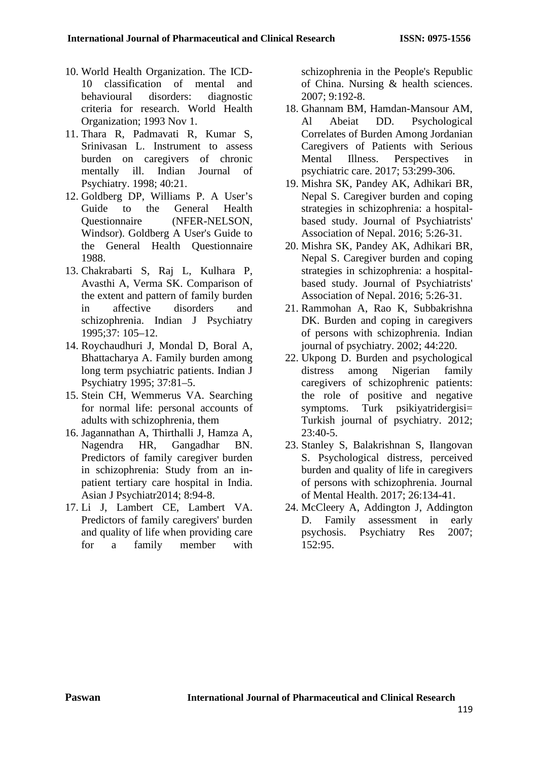10. World Health Organization. The ICD-10 classification of mental and behavioural disorders: diagnostic criteria for research. World Health Organization; 1993 Nov 1.
11. Thara R, Padmavati R, Kumar S, Srinivasan L. Instrument to assess burden on caregivers of chronic mentally ill. Indian Journal of Psychiatry. 1998; 40:21.
12. Goldberg DP, Williams P. A User's Guide to the General Health Questionnaire (NFER-NELSON, Windsor). Goldberg A User's Guide to the General Health Questionnaire 1988.
13. Chakrabarti S, Raj L, Kulhara P, Avasthi A, Verma SK. Comparison of the extent and pattern of family burden in affective disorders and schizophrenia. Indian J Psychiatry 1995;37: 105–12.
14. Roychaudhuri J, Mondal D, Boral A, Bhattacharya A. Family burden among long term psychiatric patients. Indian J Psychiatry 1995; 37:81–5.
15. Stein CH, Wemmerus VA. Searching for normal life: personal accounts of adults with schizophrenia, them
16. Jagannathan A, Thirthalli J, Hamza A, Nagendra HR, Gangadhar BN. Predictors of family caregiver burden in schizophrenia: Study from an in-patient tertiary care hospital in India. Asian J Psychiatr2014; 8:94-8.
17. Li J, Lambert CE, Lambert VA. Predictors of family caregivers' burden and quality of life when providing care for a family member with schizophrenia in the People's Republic of China. Nursing & health sciences. 2007; 9:192-8.
18. Ghannam BM, Hamdan-Mansour AM, Al Abeiat DD. Psychological Correlates of Burden Among Jordanian Caregivers of Patients with Serious Mental Illness. Perspectives in psychiatric care. 2017; 53:299-306.
19. Mishra SK, Pandey AK, Adhikari BR, Nepal S. Caregiver burden and coping strategies in schizophrenia: a hospital-based study. Journal of Psychiatrists' Association of Nepal. 2016; 5:26-31.
20. Mishra SK, Pandey AK, Adhikari BR, Nepal S. Caregiver burden and coping strategies in schizophrenia: a hospital-based study. Journal of Psychiatrists' Association of Nepal. 2016; 5:26-31.
21. Rammohan A, Rao K, Subbakrishna DK. Burden and coping in caregivers of persons with schizophrenia. Indian journal of psychiatry. 2002; 44:220.
22. Ukpong D. Burden and psychological distress among Nigerian family caregivers of schizophrenic patients: the role of positive and negative symptoms. Turk psikiyatridergisi= Turkish journal of psychiatry. 2012; 23:40-5.
23. Stanley S, Balakrishnan S, Ilangovan S. Psychological distress, perceived burden and quality of life in caregivers of persons with schizophrenia. Journal of Mental Health. 2017; 26:134-41.
24. McCleery A, Addington J, Addington D. Family assessment in early psychosis. Psychiatry Res 2007; 152:95.